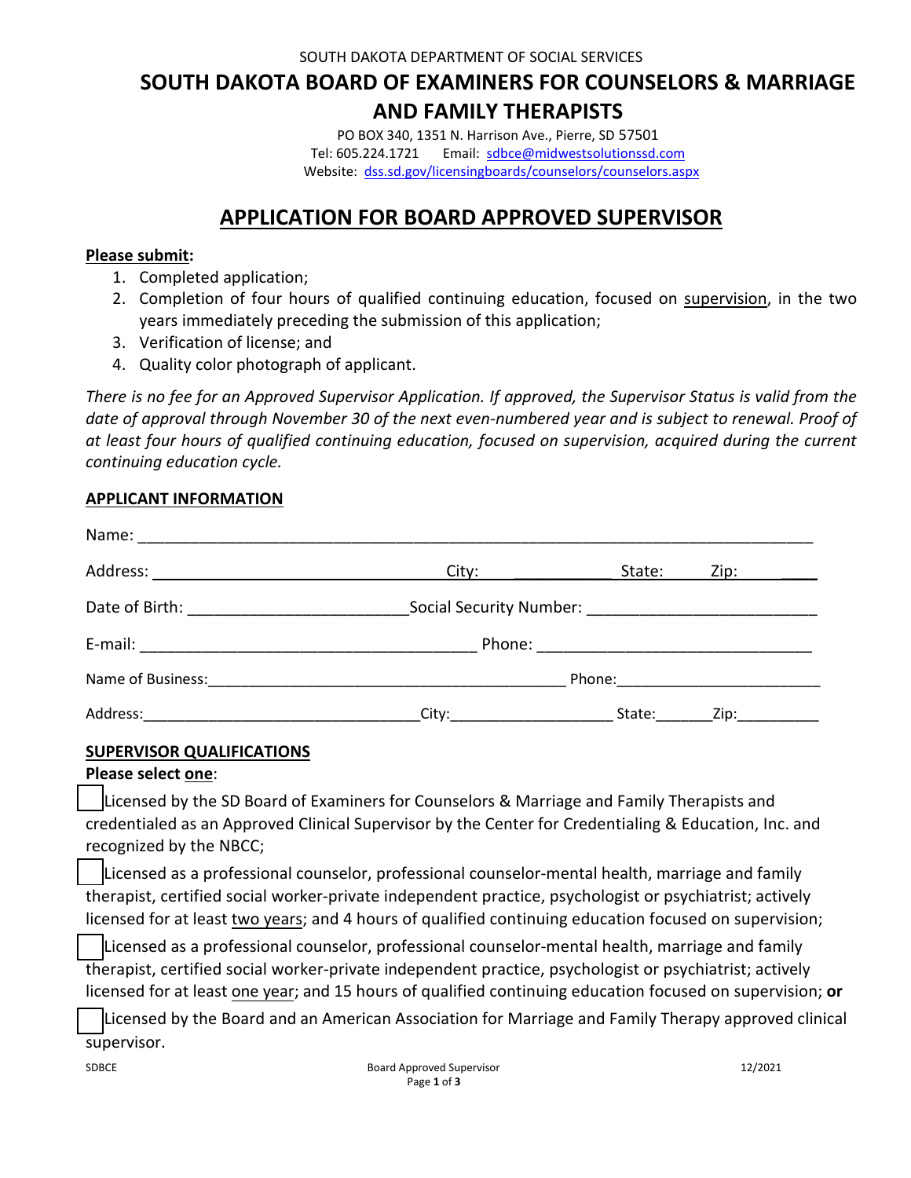SOUTH DAKOTA DEPARTMENT OF SOCIAL SERVICES

# SOUTH DAKOTA BOARD OF EXAMINERS FOR COUNSELORS & MARRIAGE AND FAMILY THERAPISTS

PO BOX 340, 1351 N. Harrison Ave., Pierre, SD 57501
Tel: 605.224.1721 Email: sdbce@midwestsolutionssd.com
Website: dss.sd.gov/licensingboards/counselors/counselors.aspx

## APPLICATION FOR BOARD APPROVED SUPERVISOR

**Please submit:**

1. Completed application;
2. Completion of four hours of qualified continuing education, focused on supervision, in the two years immediately preceding the submission of this application;
3. Verification of license; and
4. Quality color photograph of applicant.

*There is no fee for an Approved Supervisor Application. If approved, the Supervisor Status is valid from the date of approval through November 30 of the next even-numbered year and is subject to renewal. Proof of at least four hours of qualified continuing education, focused on supervision, acquired during the current continuing education cycle.*

**APPLICANT INFORMATION**

Name: ___________________________________________________________________________

Address: ______________________________ City: ___________ State: ____ Zip: __________

Date of Birth: ________________________ Social Security Number: ________________________

E-mail: ____________________________________ Phone: _____________________________

Name of Business: __________________________________________ Phone: _______________________

Address: ________________________________ City: ___________________ State: ______ Zip: __________

**SUPERVISOR QUALIFICATIONS**

**Please select one:**

☐ Licensed by the SD Board of Examiners for Counselors & Marriage and Family Therapists and credentialed as an Approved Clinical Supervisor by the Center for Credentialing & Education, Inc. and recognized by the NBCC;

☐ Licensed as a professional counselor, professional counselor-mental health, marriage and family therapist, certified social worker-private independent practice, psychologist or psychiatrist; actively licensed for at least two years; and 4 hours of qualified continuing education focused on supervision;

☐ Licensed as a professional counselor, professional counselor-mental health, marriage and family therapist, certified social worker-private independent practice, psychologist or psychiatrist; actively licensed for at least one year; and 15 hours of qualified continuing education focused on supervision; **or**

☐ Licensed by the Board and an American Association for Marriage and Family Therapy approved clinical supervisor.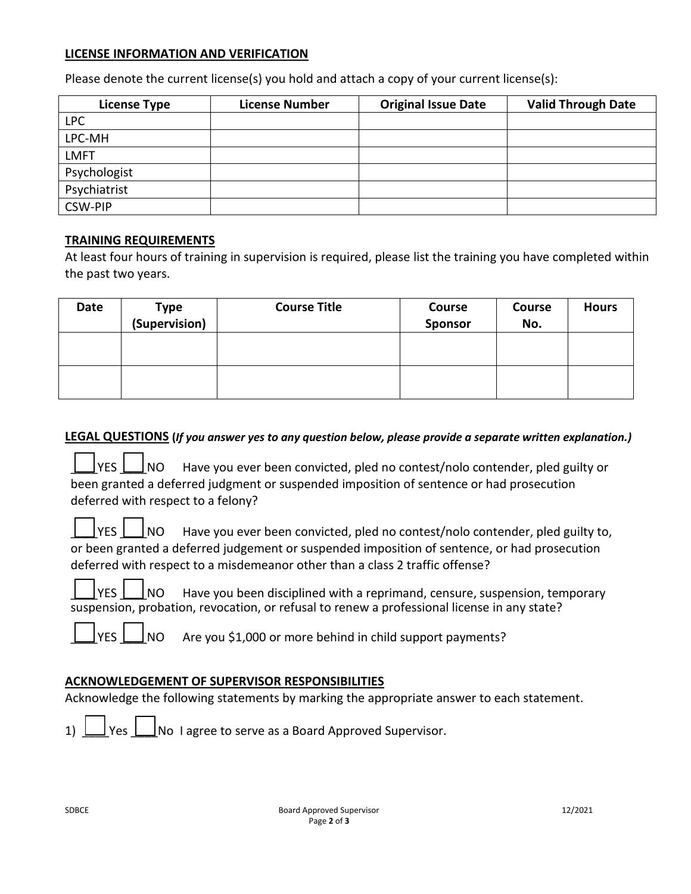**LICENSE INFORMATION AND VERIFICATION**

Please denote the current license(s) you hold and attach a copy of your current license(s):

| License Type | License Number | Original Issue Date | Valid Through Date |
|---|---|---|---|
| LPC | | | |
| LPC-MH | | | |
| LMFT | | | |
| Psychologist | | | |
| Psychiatrist | | | |
| CSW-PIP | | | |

**TRAINING REQUIREMENTS**

At least four hours of training in supervision is required, please list the training you have completed within the past two years.

| Date | Type (Supervision) | Course Title | Course Sponsor | Course No. | Hours |
|---|---|---|---|---|---|
| | | | | | |
| | | | | | |

**LEGAL QUESTIONS** (*If you answer yes to any question below, please provide a separate written explanation.)*

☐ YES ☐ NO Have you ever been convicted, pled no contest/nolo contender, pled guilty or been granted a deferred judgment or suspended imposition of sentence or had prosecution deferred with respect to a felony?

☐ YES ☐ NO Have you ever been convicted, pled no contest/nolo contender, pled guilty to, or been granted a deferred judgement or suspended imposition of sentence, or had prosecution deferred with respect to a misdemeanor other than a class 2 traffic offense?

☐ YES ☐ NO Have you been disciplined with a reprimand, censure, suspension, temporary suspension, probation, revocation, or refusal to renew a professional license in any state?

☐ YES ☐ NO Are you $1,000 or more behind in child support payments?

**ACKNOWLEDGEMENT OF SUPERVISOR RESPONSIBILITIES**

Acknowledge the following statements by marking the appropriate answer to each statement.

1) ☐ Yes ☐ No I agree to serve as a Board Approved Supervisor.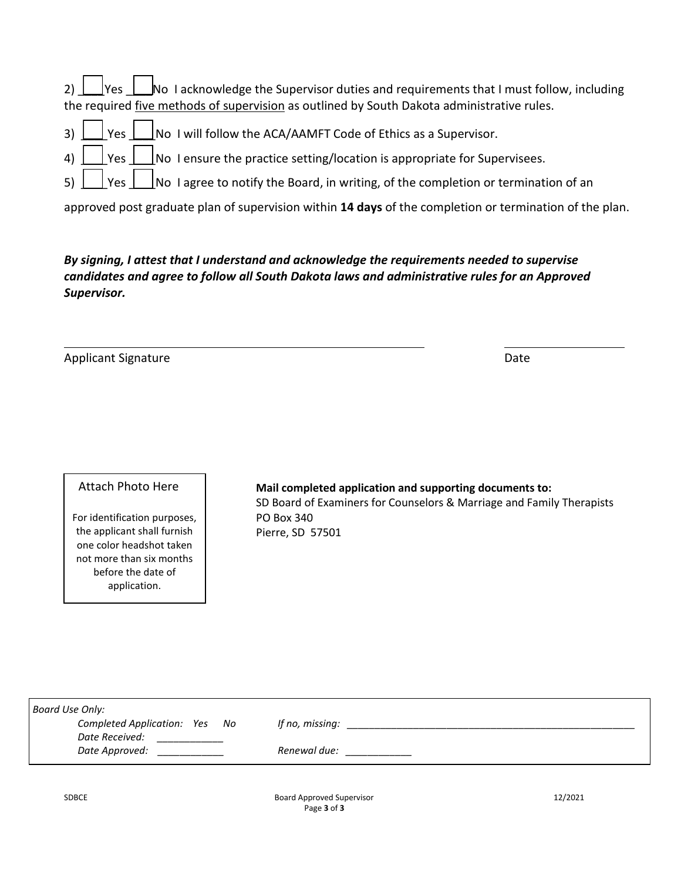2) ☐ Yes ☐ No I acknowledge the Supervisor duties and requirements that I must follow, including the required five methods of supervision as outlined by South Dakota administrative rules.

3) ☐ Yes ☐ No I will follow the ACA/AAMFT Code of Ethics as a Supervisor.

4) ☐ Yes ☐ No I ensure the practice setting/location is appropriate for Supervisees.

5) ☐ Yes ☐ No I agree to notify the Board, in writing, of the completion or termination of an approved post graduate plan of supervision within **14 days** of the completion or termination of the plan.

***By signing, I attest that I understand and acknowledge the requirements needed to supervise candidates and agree to follow all South Dakota laws and administrative rules for an Approved Supervisor.***

\_\_\_\_\_\_\_\_\_\_\_\_\_\_\_\_\_\_\_\_\_\_\_\_\_\_\_\_\_\_\_\_\_\_\_\_\_\_\_\_ \_\_\_\_\_\_\_\_\_\_\_\_\_\_\_\_\_\_

Applicant Signature Date

Attach Photo Here

For identification purposes, the applicant shall furnish one color headshot taken not more than six months before the date of application.

**Mail completed application and supporting documents to:**
SD Board of Examiners for Counselors & Marriage and Family Therapists
PO Box 340
Pierre, SD 57501

*Board Use Only:*

*Completed Application: Yes No* *If no, missing:* \_\_\_\_\_\_\_\_\_\_\_\_\_\_\_\_\_\_\_\_\_\_\_\_\_\_\_\_\_\_\_\_\_\_\_\_\_\_\_\_\_\_\_\_

*Date Received:* \_\_\_\_\_\_\_\_\_\_\_\_

*Date Approved:* \_\_\_\_\_\_\_\_\_\_\_\_ *Renewal due:* \_\_\_\_\_\_\_\_\_\_\_\_

SDBCE Board Approved Supervisor 12/2021